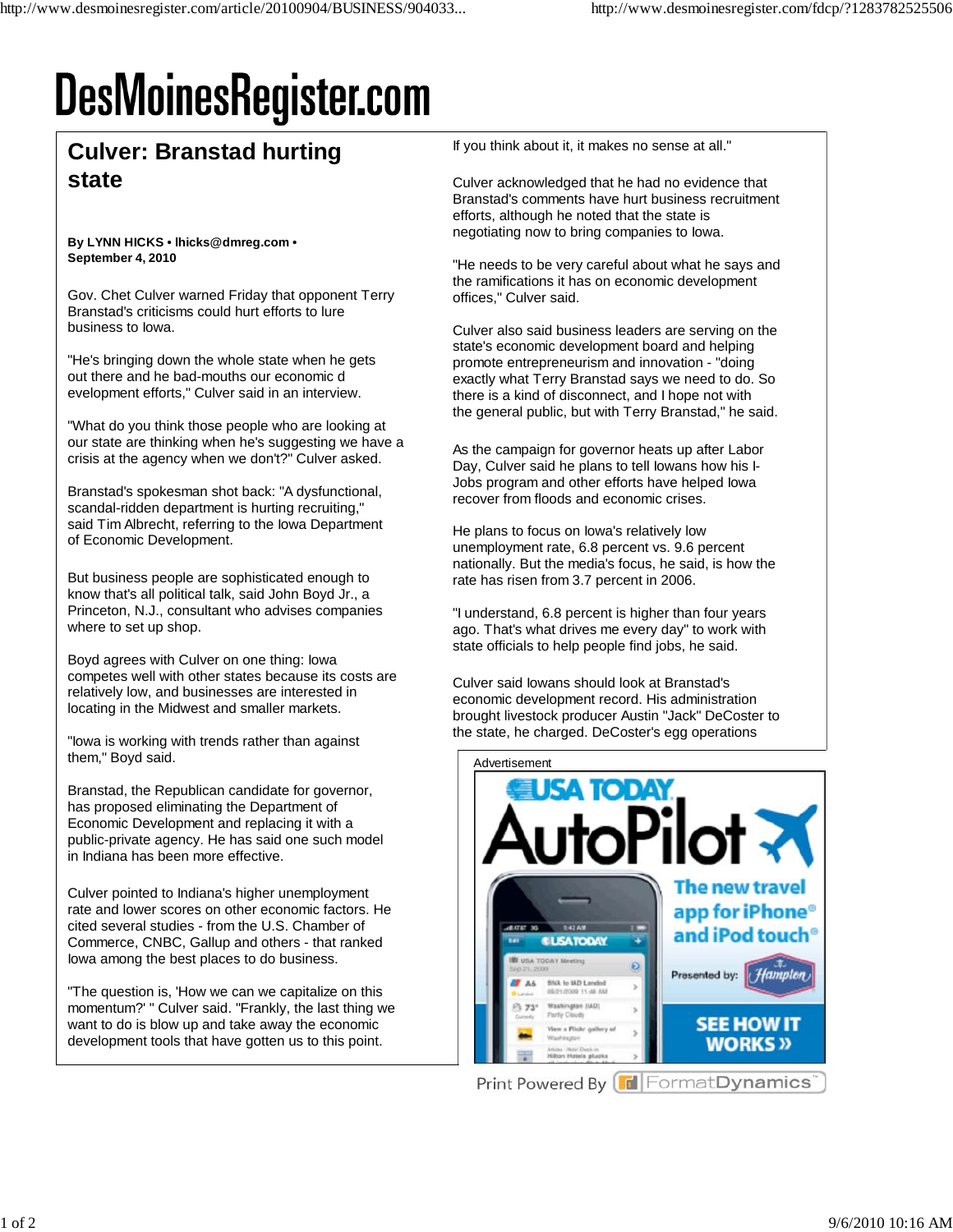# DesMoinesRegister.com

## Culver: Branstad hurting state

**By LYNN HICKS • lhicks@dmreg.com • September 4, 2010**

Gov. Chet Culver warned Friday that opponent Terry Branstad's criticisms could hurt efforts to lure business to Iowa.

"He's bringing down the whole state when he gets out there and he bad-mouths our economic d evelopment efforts," Culver said in an interview.

"What do you think those people who are looking at our state are thinking when he's suggesting we have a crisis at the agency when we don't?" Culver asked.

Branstad's spokesman shot back: "A dysfunctional, scandal-ridden department is hurting recruiting," said Tim Albrecht, referring to the Iowa Department of Economic Development.

But business people are sophisticated enough to know that's all political talk, said John Boyd Jr., a Princeton, N.J., consultant who advises companies where to set up shop.

Boyd agrees with Culver on one thing: Iowa competes well with other states because its costs are relatively low, and businesses are interested in locating in the Midwest and smaller markets.

"Iowa is working with trends rather than against them," Boyd said.

Branstad, the Republican candidate for governor, has proposed eliminating the Department of Economic Development and replacing it with a public-private agency. He has said one such model in Indiana has been more effective.

Culver pointed to Indiana's higher unemployment rate and lower scores on other economic factors. He cited several studies - from the U.S. Chamber of Commerce, CNBC, Gallup and others - that ranked Iowa among the best places to do business.

"The question is, 'How we can we capitalize on this momentum?' " Culver said. "Frankly, the last thing we want to do is blow up and take away the economic development tools that have gotten us to this point. If you think about it, it makes no sense at all."

Culver acknowledged that he had no evidence that Branstad's comments have hurt business recruitment efforts, although he noted that the state is negotiating now to bring companies to Iowa.

"He needs to be very careful about what he says and the ramifications it has on economic development offices," Culver said.

Culver also said business leaders are serving on the state's economic development board and helping promote entrepreneurism and innovation - "doing exactly what Terry Branstad says we need to do. So there is a kind of disconnect, and I hope not with the general public, but with Terry Branstad," he said.

As the campaign for governor heats up after Labor Day, Culver said he plans to tell Iowans how his I-Jobs program and other efforts have helped Iowa recover from floods and economic crises.

He plans to focus on Iowa's relatively low unemployment rate, 6.8 percent vs. 9.6 percent nationally. But the media's focus, he said, is how the rate has risen from 3.7 percent in 2006.

"I understand, 6.8 percent is higher than four years ago. That's what drives me every day" to work with state officials to help people find jobs, he said.

Culver said Iowans should look at Branstad's economic development record. His administration brought livestock producer Austin "Jack" DeCoster to the state, he charged. DeCoster's egg operations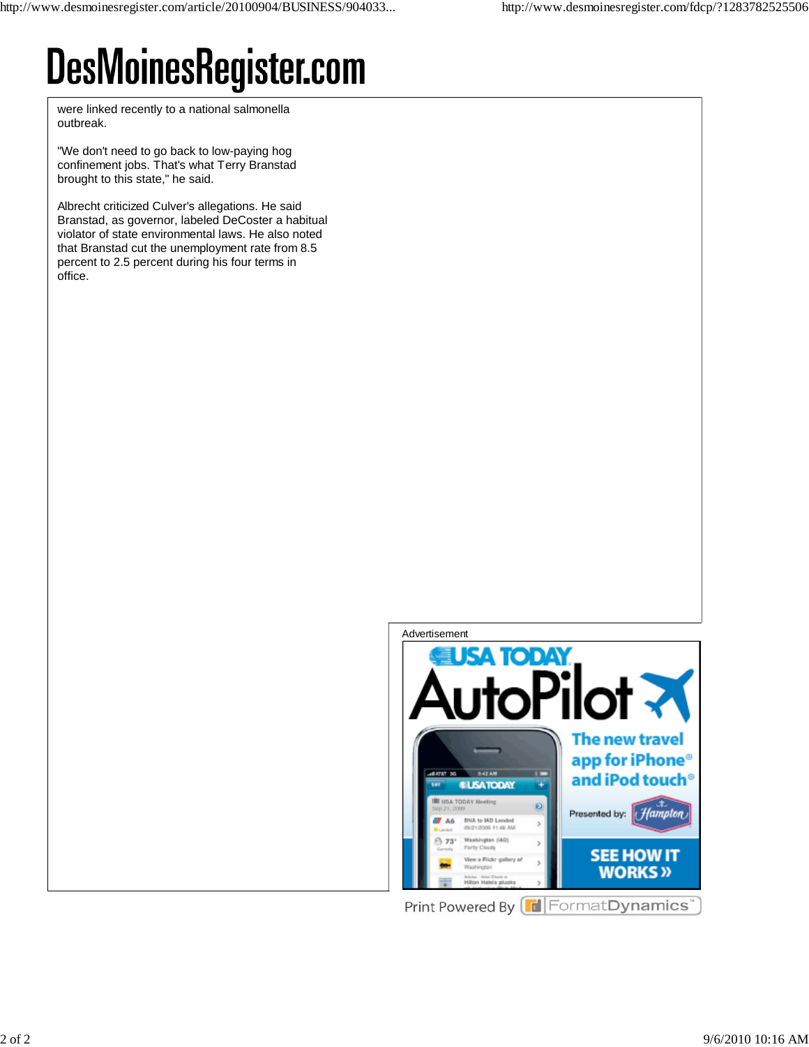were linked recently to a national salmonella outbreak.

"We don't need to go back to low-paying hog confinement jobs. That's what Terry Branstad brought to this state," he said.

Albrecht criticized Culver's allegations. He said Branstad, as governor, labeled DeCoster a habitual violator of state environmental laws. He also noted that Branstad cut the unemployment rate from 8.5 percent to 2.5 percent during his four terms in office.

Advertisement

Print Powered By FormatDynamics